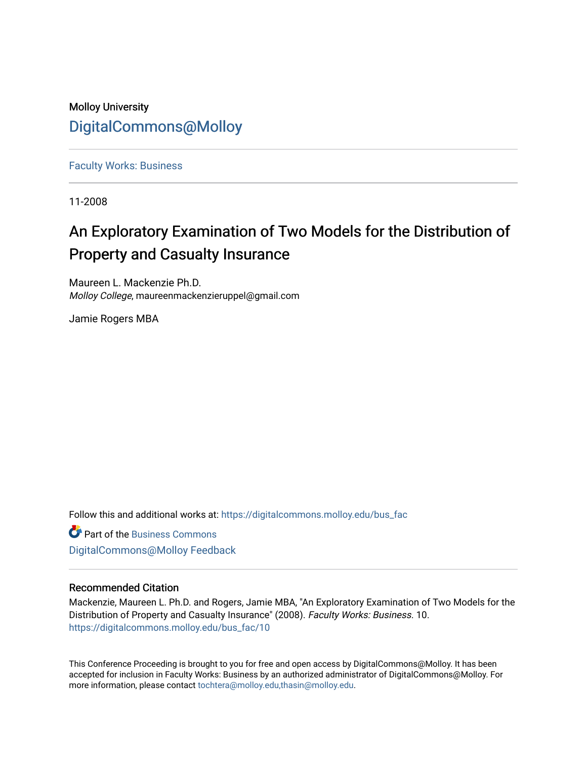Molloy University

DigitalCommons@Molloy

Faculty Works: Business

11-2008

# An Exploratory Examination of Two Models for the Distribution of Property and Casualty Insurance

Maureen L. Mackenzie Ph.D.
*Molloy College*, maureenmackenzieruppel@gmail.com

Jamie Rogers MBA

Follow this and additional works at: https://digitalcommons.molloy.edu/bus_fac

Part of the Business Commons

DigitalCommons@Molloy Feedback

## Recommended Citation

Mackenzie, Maureen L. Ph.D. and Rogers, Jamie MBA, "An Exploratory Examination of Two Models for the Distribution of Property and Casualty Insurance" (2008). *Faculty Works: Business*. 10.
https://digitalcommons.molloy.edu/bus_fac/10

This Conference Proceeding is brought to you for free and open access by DigitalCommons@Molloy. It has been accepted for inclusion in Faculty Works: Business by an authorized administrator of DigitalCommons@Molloy. For more information, please contact tochtera@molloy.edu,thasin@molloy.edu.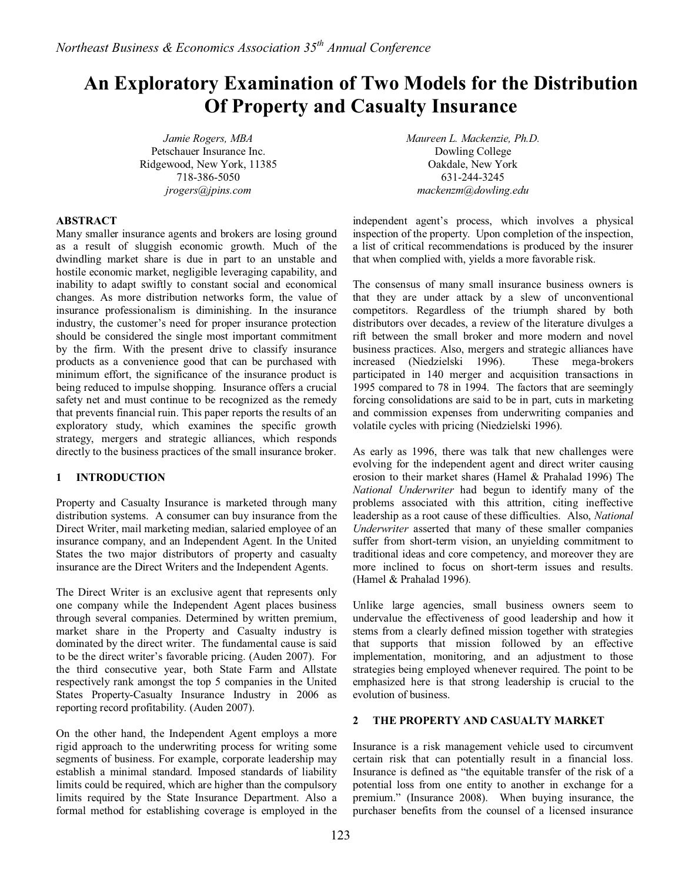# An Exploratory Examination of Two Models for the Distribution Of Property and Casualty Insurance

*Jamie Rogers, MBA*
Petschauer Insurance Inc.
Ridgewood, New York, 11385
718-386-5050
*jrogers@jpins.com*

*Maureen L. Mackenzie, Ph.D.*
Dowling College
Oakdale, New York
631-244-3245
*mackenzm@dowling.edu*

## ABSTRACT

Many smaller insurance agents and brokers are losing ground as a result of sluggish economic growth. Much of the dwindling market share is due in part to an unstable and hostile economic market, negligible leveraging capability, and inability to adapt swiftly to constant social and economical changes. As more distribution networks form, the value of insurance professionalism is diminishing. In the insurance industry, the customer's need for proper insurance protection should be considered the single most important commitment by the firm. With the present drive to classify insurance products as a convenience good that can be purchased with minimum effort, the significance of the insurance product is being reduced to impulse shopping. Insurance offers a crucial safety net and must continue to be recognized as the remedy that prevents financial ruin. This paper reports the results of an exploratory study, which examines the specific growth strategy, mergers and strategic alliances, which responds directly to the business practices of the small insurance broker.

## 1 INTRODUCTION

Property and Casualty Insurance is marketed through many distribution systems. A consumer can buy insurance from the Direct Writer, mail marketing median, salaried employee of an insurance company, and an Independent Agent. In the United States the two major distributors of property and casualty insurance are the Direct Writers and the Independent Agents.

The Direct Writer is an exclusive agent that represents only one company while the Independent Agent places business through several companies. Determined by written premium, market share in the Property and Casualty industry is dominated by the direct writer. The fundamental cause is said to be the direct writer's favorable pricing. (Auden 2007). For the third consecutive year, both State Farm and Allstate respectively rank amongst the top 5 companies in the United States Property-Casualty Insurance Industry in 2006 as reporting record profitability. (Auden 2007).

On the other hand, the Independent Agent employs a more rigid approach to the underwriting process for writing some segments of business. For example, corporate leadership may establish a minimal standard. Imposed standards of liability limits could be required, which are higher than the compulsory limits required by the State Insurance Department. Also a formal method for establishing coverage is employed in the independent agent's process, which involves a physical inspection of the property. Upon completion of the inspection, a list of critical recommendations is produced by the insurer that when complied with, yields a more favorable risk.

The consensus of many small insurance business owners is that they are under attack by a slew of unconventional competitors. Regardless of the triumph shared by both distributors over decades, a review of the literature divulges a rift between the small broker and more modern and novel business practices. Also, mergers and strategic alliances have increased (Niedzielski 1996). These mega-brokers participated in 140 merger and acquisition transactions in 1995 compared to 78 in 1994. The factors that are seemingly forcing consolidations are said to be in part, cuts in marketing and commission expenses from underwriting companies and volatile cycles with pricing (Niedzielski 1996).

As early as 1996, there was talk that new challenges were evolving for the independent agent and direct writer causing erosion to their market shares (Hamel & Prahalad 1996) The *National Underwriter* had begun to identify many of the problems associated with this attrition, citing ineffective leadership as a root cause of these difficulties. Also, *National Underwriter* asserted that many of these smaller companies suffer from short-term vision, an unyielding commitment to traditional ideas and core competency, and moreover they are more inclined to focus on short-term issues and results. (Hamel & Prahalad 1996).

Unlike large agencies, small business owners seem to undervalue the effectiveness of good leadership and how it stems from a clearly defined mission together with strategies that supports that mission followed by an effective implementation, monitoring, and an adjustment to those strategies being employed whenever required. The point to be emphasized here is that strong leadership is crucial to the evolution of business.

## 2 THE PROPERTY AND CASUALTY MARKET

Insurance is a risk management vehicle used to circumvent certain risk that can potentially result in a financial loss. Insurance is defined as "the equitable transfer of the risk of a potential loss from one entity to another in exchange for a premium." (Insurance 2008). When buying insurance, the purchaser benefits from the counsel of a licensed insurance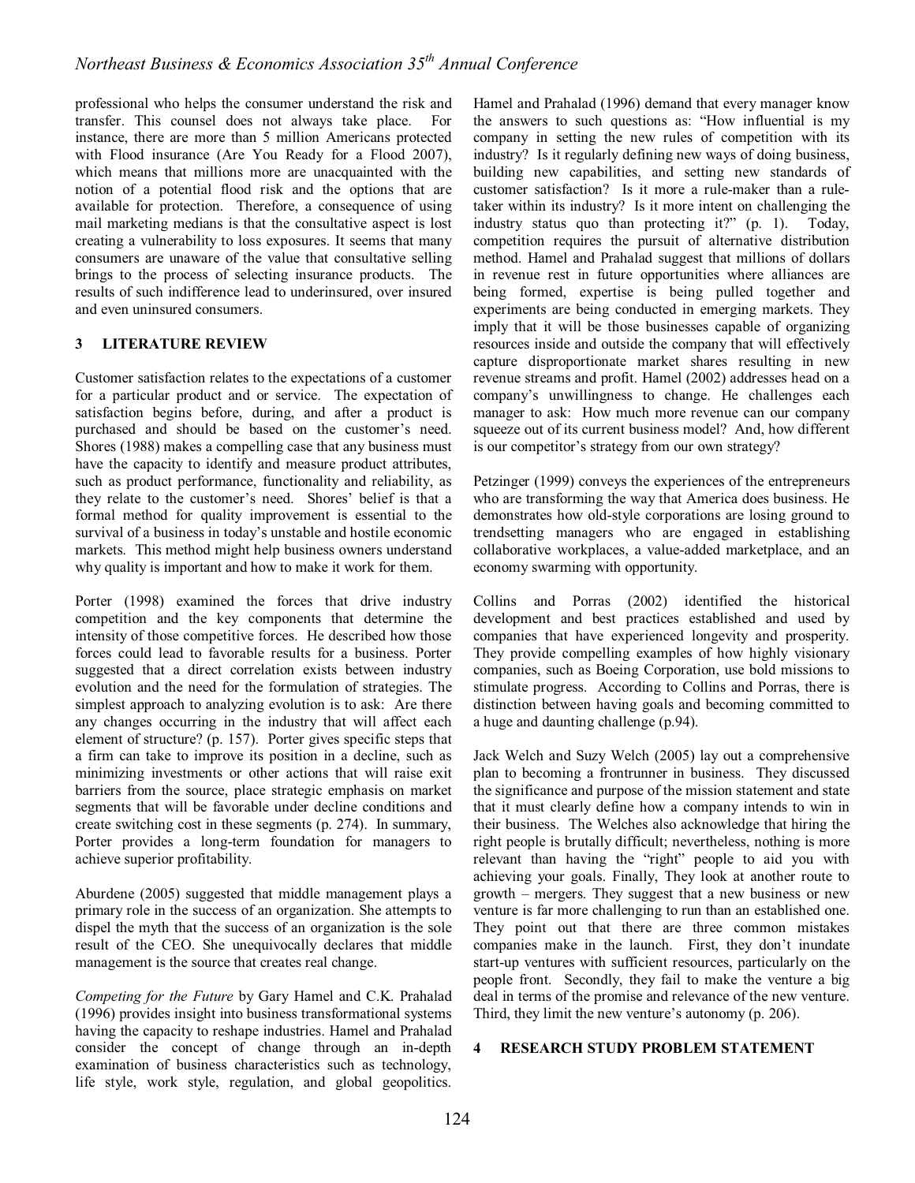professional who helps the consumer understand the risk and transfer. This counsel does not always take place. For instance, there are more than 5 million Americans protected with Flood insurance (Are You Ready for a Flood 2007), which means that millions more are unacquainted with the notion of a potential flood risk and the options that are available for protection. Therefore, a consequence of using mail marketing medians is that the consultative aspect is lost creating a vulnerability to loss exposures. It seems that many consumers are unaware of the value that consultative selling brings to the process of selecting insurance products. The results of such indifference lead to underinsured, over insured and even uninsured consumers.

## 3 LITERATURE REVIEW

Customer satisfaction relates to the expectations of a customer for a particular product and or service. The expectation of satisfaction begins before, during, and after a product is purchased and should be based on the customer's need. Shores (1988) makes a compelling case that any business must have the capacity to identify and measure product attributes, such as product performance, functionality and reliability, as they relate to the customer's need. Shores' belief is that a formal method for quality improvement is essential to the survival of a business in today's unstable and hostile economic markets. This method might help business owners understand why quality is important and how to make it work for them.

Porter (1998) examined the forces that drive industry competition and the key components that determine the intensity of those competitive forces. He described how those forces could lead to favorable results for a business. Porter suggested that a direct correlation exists between industry evolution and the need for the formulation of strategies. The simplest approach to analyzing evolution is to ask: Are there any changes occurring in the industry that will affect each element of structure? (p. 157). Porter gives specific steps that a firm can take to improve its position in a decline, such as minimizing investments or other actions that will raise exit barriers from the source, place strategic emphasis on market segments that will be favorable under decline conditions and create switching cost in these segments (p. 274). In summary, Porter provides a long-term foundation for managers to achieve superior profitability.

Aburdene (2005) suggested that middle management plays a primary role in the success of an organization. She attempts to dispel the myth that the success of an organization is the sole result of the CEO. She unequivocally declares that middle management is the source that creates real change.

*Competing for the Future* by Gary Hamel and C.K. Prahalad (1996) provides insight into business transformational systems having the capacity to reshape industries. Hamel and Prahalad consider the concept of change through an in-depth examination of business characteristics such as technology, life style, work style, regulation, and global geopolitics. Hamel and Prahalad (1996) demand that every manager know the answers to such questions as: "How influential is my company in setting the new rules of competition with its industry? Is it regularly defining new ways of doing business, building new capabilities, and setting new standards of customer satisfaction? Is it more a rule-maker than a rule-taker within its industry? Is it more intent on challenging the industry status quo than protecting it?" (p. 1). Today, competition requires the pursuit of alternative distribution method. Hamel and Prahalad suggest that millions of dollars in revenue rest in future opportunities where alliances are being formed, expertise is being pulled together and experiments are being conducted in emerging markets. They imply that it will be those businesses capable of organizing resources inside and outside the company that will effectively capture disproportionate market shares resulting in new revenue streams and profit. Hamel (2002) addresses head on a company's unwillingness to change. He challenges each manager to ask: How much more revenue can our company squeeze out of its current business model? And, how different is our competitor's strategy from our own strategy?

Petzinger (1999) conveys the experiences of the entrepreneurs who are transforming the way that America does business. He demonstrates how old-style corporations are losing ground to trendsetting managers who are engaged in establishing collaborative workplaces, a value-added marketplace, and an economy swarming with opportunity.

Collins and Porras (2002) identified the historical development and best practices established and used by companies that have experienced longevity and prosperity. They provide compelling examples of how highly visionary companies, such as Boeing Corporation, use bold missions to stimulate progress. According to Collins and Porras, there is distinction between having goals and becoming committed to a huge and daunting challenge (p.94).

Jack Welch and Suzy Welch (2005) lay out a comprehensive plan to becoming a frontrunner in business. They discussed the significance and purpose of the mission statement and state that it must clearly define how a company intends to win in their business. The Welches also acknowledge that hiring the right people is brutally difficult; nevertheless, nothing is more relevant than having the "right" people to aid you with achieving your goals. Finally, They look at another route to growth – mergers. They suggest that a new business or new venture is far more challenging to run than an established one. They point out that there are three common mistakes companies make in the launch. First, they don't inundate start-up ventures with sufficient resources, particularly on the people front. Secondly, they fail to make the venture a big deal in terms of the promise and relevance of the new venture. Third, they limit the new venture's autonomy (p. 206).

## 4 RESEARCH STUDY PROBLEM STATEMENT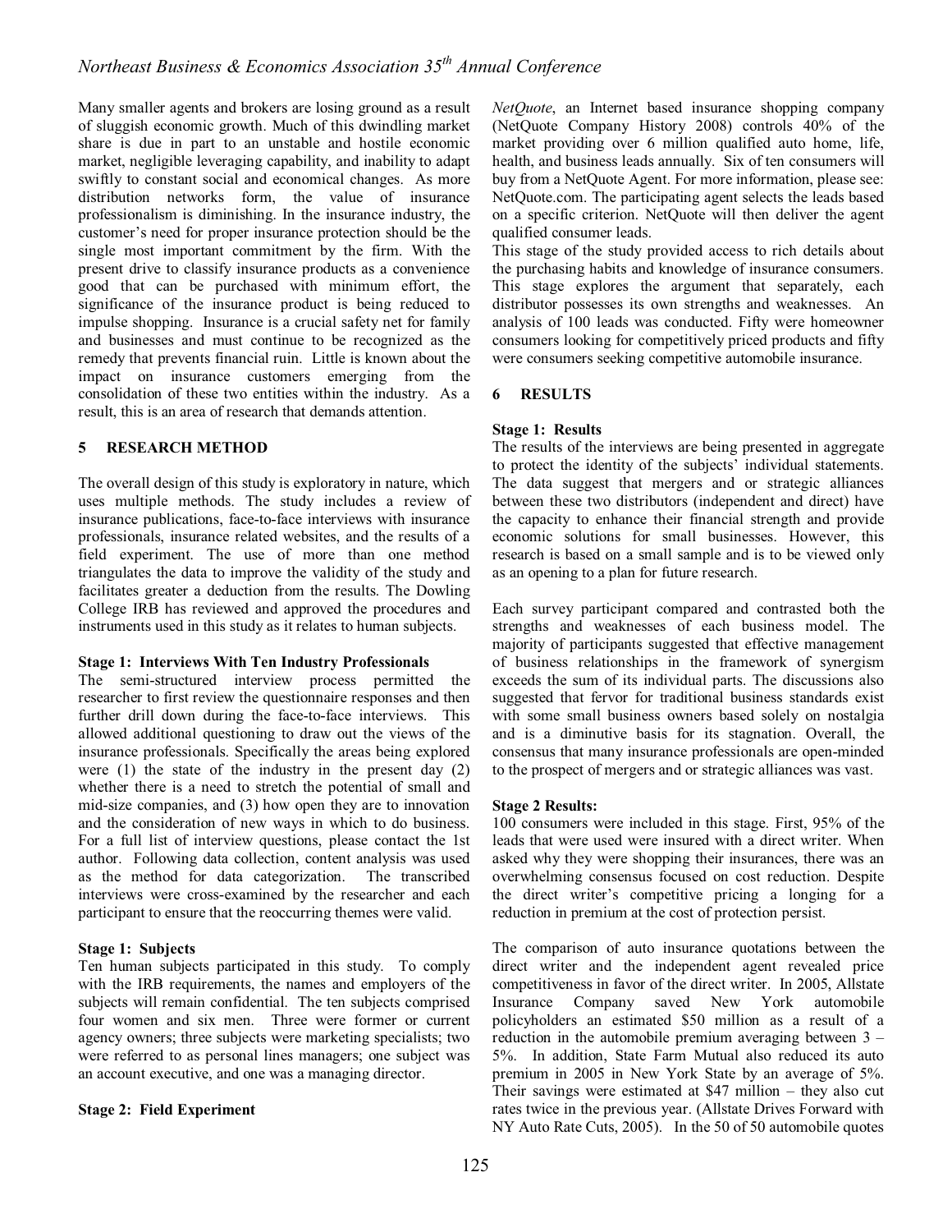Many smaller agents and brokers are losing ground as a result of sluggish economic growth. Much of this dwindling market share is due in part to an unstable and hostile economic market, negligible leveraging capability, and inability to adapt swiftly to constant social and economical changes. As more distribution networks form, the value of insurance professionalism is diminishing. In the insurance industry, the customer's need for proper insurance protection should be the single most important commitment by the firm. With the present drive to classify insurance products as a convenience good that can be purchased with minimum effort, the significance of the insurance product is being reduced to impulse shopping. Insurance is a crucial safety net for family and businesses and must continue to be recognized as the remedy that prevents financial ruin. Little is known about the impact on insurance customers emerging from the consolidation of these two entities within the industry. As a result, this is an area of research that demands attention.

## 5 RESEARCH METHOD

The overall design of this study is exploratory in nature, which uses multiple methods. The study includes a review of insurance publications, face-to-face interviews with insurance professionals, insurance related websites, and the results of a field experiment. The use of more than one method triangulates the data to improve the validity of the study and facilitates greater a deduction from the results. The Dowling College IRB has reviewed and approved the procedures and instruments used in this study as it relates to human subjects.

**Stage 1: Interviews With Ten Industry Professionals**

The semi-structured interview process permitted the researcher to first review the questionnaire responses and then further drill down during the face-to-face interviews. This allowed additional questioning to draw out the views of the insurance professionals. Specifically the areas being explored were (1) the state of the industry in the present day (2) whether there is a need to stretch the potential of small and mid-size companies, and (3) how open they are to innovation and the consideration of new ways in which to do business. For a full list of interview questions, please contact the 1st author. Following data collection, content analysis was used as the method for data categorization. The transcribed interviews were cross-examined by the researcher and each participant to ensure that the reoccurring themes were valid.

**Stage 1: Subjects**

Ten human subjects participated in this study. To comply with the IRB requirements, the names and employers of the subjects will remain confidential. The ten subjects comprised four women and six men. Three were former or current agency owners; three subjects were marketing specialists; two were referred to as personal lines managers; one subject was an account executive, and one was a managing director.

**Stage 2: Field Experiment**

*NetQuote*, an Internet based insurance shopping company (NetQuote Company History 2008) controls 40% of the market providing over 6 million qualified auto home, life, health, and business leads annually. Six of ten consumers will buy from a NetQuote Agent. For more information, please see: NetQuote.com. The participating agent selects the leads based on a specific criterion. NetQuote will then deliver the agent qualified consumer leads.

This stage of the study provided access to rich details about the purchasing habits and knowledge of insurance consumers. This stage explores the argument that separately, each distributor possesses its own strengths and weaknesses. An analysis of 100 leads was conducted. Fifty were homeowner consumers looking for competitively priced products and fifty were consumers seeking competitive automobile insurance.

## 6 RESULTS

**Stage 1: Results**

The results of the interviews are being presented in aggregate to protect the identity of the subjects' individual statements. The data suggest that mergers and or strategic alliances between these two distributors (independent and direct) have the capacity to enhance their financial strength and provide economic solutions for small businesses. However, this research is based on a small sample and is to be viewed only as an opening to a plan for future research.

Each survey participant compared and contrasted both the strengths and weaknesses of each business model. The majority of participants suggested that effective management of business relationships in the framework of synergism exceeds the sum of its individual parts. The discussions also suggested that fervor for traditional business standards exist with some small business owners based solely on nostalgia and is a diminutive basis for its stagnation. Overall, the consensus that many insurance professionals are open-minded to the prospect of mergers and or strategic alliances was vast.

**Stage 2 Results:**

100 consumers were included in this stage. First, 95% of the leads that were used were insured with a direct writer. When asked why they were shopping their insurances, there was an overwhelming consensus focused on cost reduction. Despite the direct writer's competitive pricing a longing for a reduction in premium at the cost of protection persist.

The comparison of auto insurance quotations between the direct writer and the independent agent revealed price competitiveness in favor of the direct writer. In 2005, Allstate Insurance Company saved New York automobile policyholders an estimated $50 million as a result of a reduction in the automobile premium averaging between 3 – 5%. In addition, State Farm Mutual also reduced its auto premium in 2005 in New York State by an average of 5%. Their savings were estimated at $47 million – they also cut rates twice in the previous year. (Allstate Drives Forward with NY Auto Rate Cuts, 2005). In the 50 of 50 automobile quotes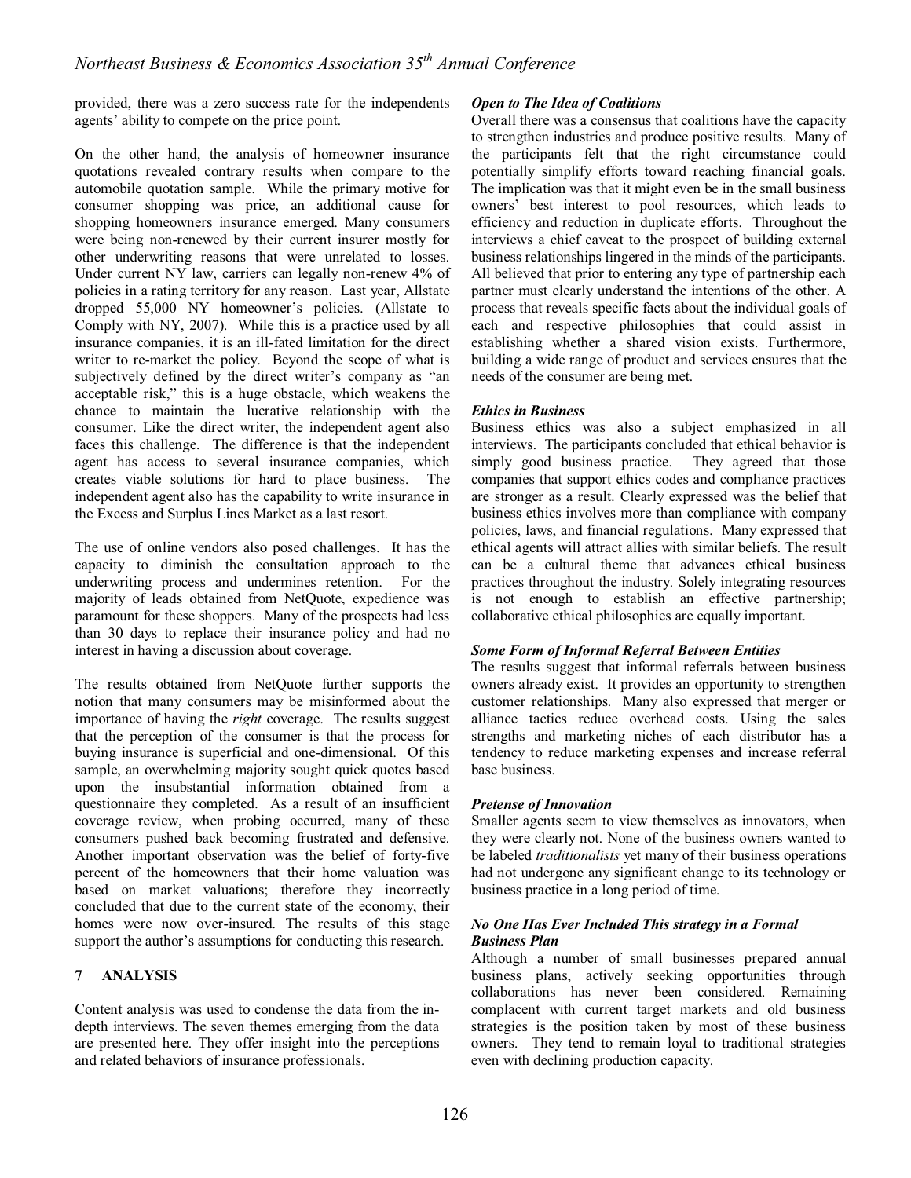provided, there was a zero success rate for the independents agents' ability to compete on the price point.

On the other hand, the analysis of homeowner insurance quotations revealed contrary results when compare to the automobile quotation sample. While the primary motive for consumer shopping was price, an additional cause for shopping homeowners insurance emerged. Many consumers were being non-renewed by their current insurer mostly for other underwriting reasons that were unrelated to losses. Under current NY law, carriers can legally non-renew 4% of policies in a rating territory for any reason. Last year, Allstate dropped 55,000 NY homeowner's policies. (Allstate to Comply with NY, 2007). While this is a practice used by all insurance companies, it is an ill-fated limitation for the direct writer to re-market the policy. Beyond the scope of what is subjectively defined by the direct writer's company as "an acceptable risk," this is a huge obstacle, which weakens the chance to maintain the lucrative relationship with the consumer. Like the direct writer, the independent agent also faces this challenge. The difference is that the independent agent has access to several insurance companies, which creates viable solutions for hard to place business. The independent agent also has the capability to write insurance in the Excess and Surplus Lines Market as a last resort.

The use of online vendors also posed challenges. It has the capacity to diminish the consultation approach to the underwriting process and undermines retention. For the majority of leads obtained from NetQuote, expedience was paramount for these shoppers. Many of the prospects had less than 30 days to replace their insurance policy and had no interest in having a discussion about coverage.

The results obtained from NetQuote further supports the notion that many consumers may be misinformed about the importance of having the *right* coverage. The results suggest that the perception of the consumer is that the process for buying insurance is superficial and one-dimensional. Of this sample, an overwhelming majority sought quick quotes based upon the insubstantial information obtained from a questionnaire they completed. As a result of an insufficient coverage review, when probing occurred, many of these consumers pushed back becoming frustrated and defensive. Another important observation was the belief of forty-five percent of the homeowners that their home valuation was based on market valuations; therefore they incorrectly concluded that due to the current state of the economy, their homes were now over-insured. The results of this stage support the author's assumptions for conducting this research.

## 7 ANALYSIS

Content analysis was used to condense the data from the in-depth interviews. The seven themes emerging from the data are presented here. They offer insight into the perceptions and related behaviors of insurance professionals.

***Open to The Idea of Coalitions***

Overall there was a consensus that coalitions have the capacity to strengthen industries and produce positive results. Many of the participants felt that the right circumstance could potentially simplify efforts toward reaching financial goals. The implication was that it might even be in the small business owners' best interest to pool resources, which leads to efficiency and reduction in duplicate efforts. Throughout the interviews a chief caveat to the prospect of building external business relationships lingered in the minds of the participants. All believed that prior to entering any type of partnership each partner must clearly understand the intentions of the other. A process that reveals specific facts about the individual goals of each and respective philosophies that could assist in establishing whether a shared vision exists. Furthermore, building a wide range of product and services ensures that the needs of the consumer are being met.

***Ethics in Business***

Business ethics was also a subject emphasized in all interviews. The participants concluded that ethical behavior is simply good business practice. They agreed that those companies that support ethics codes and compliance practices are stronger as a result. Clearly expressed was the belief that business ethics involves more than compliance with company policies, laws, and financial regulations. Many expressed that ethical agents will attract allies with similar beliefs. The result can be a cultural theme that advances ethical business practices throughout the industry. Solely integrating resources is not enough to establish an effective partnership; collaborative ethical philosophies are equally important.

***Some Form of Informal Referral Between Entities***

The results suggest that informal referrals between business owners already exist. It provides an opportunity to strengthen customer relationships. Many also expressed that merger or alliance tactics reduce overhead costs. Using the sales strengths and marketing niches of each distributor has a tendency to reduce marketing expenses and increase referral base business.

***Pretense of Innovation***

Smaller agents seem to view themselves as innovators, when they were clearly not. None of the business owners wanted to be labeled *traditionalists* yet many of their business operations had not undergone any significant change to its technology or business practice in a long period of time.

***No One Has Ever Included This strategy in a Formal Business Plan***

Although a number of small businesses prepared annual business plans, actively seeking opportunities through collaborations has never been considered. Remaining complacent with current target markets and old business strategies is the position taken by most of these business owners. They tend to remain loyal to traditional strategies even with declining production capacity.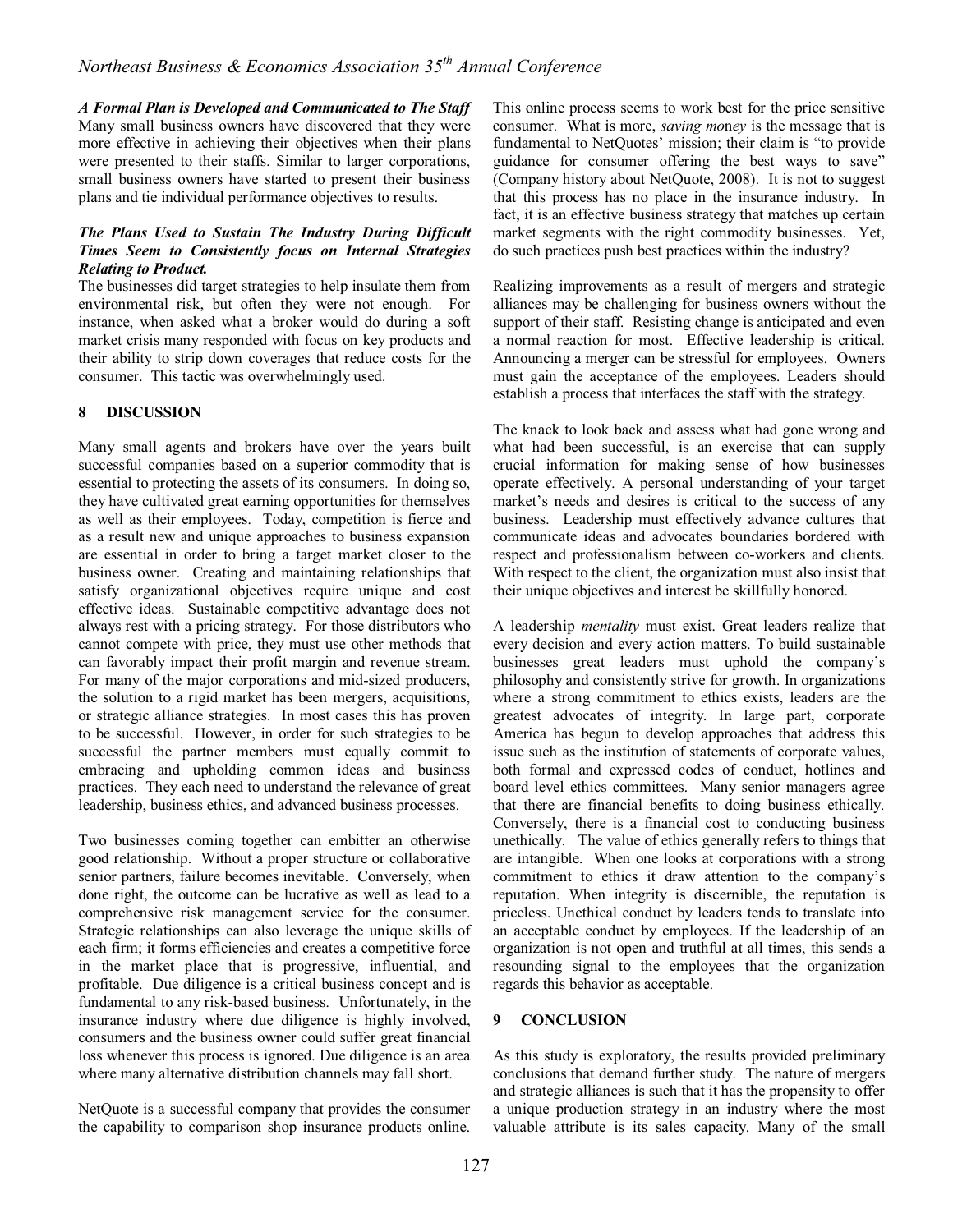***A Formal Plan is Developed and Communicated to The Staff***
Many small business owners have discovered that they were more effective in achieving their objectives when their plans were presented to their staffs. Similar to larger corporations, small business owners have started to present their business plans and tie individual performance objectives to results.

***The Plans Used to Sustain The Industry During Difficult Times Seem to Consistently focus on Internal Strategies Relating to Product.***
The businesses did target strategies to help insulate them from environmental risk, but often they were not enough. For instance, when asked what a broker would do during a soft market crisis many responded with focus on key products and their ability to strip down coverages that reduce costs for the consumer. This tactic was overwhelmingly used.

## 8 DISCUSSION

Many small agents and brokers have over the years built successful companies based on a superior commodity that is essential to protecting the assets of its consumers. In doing so, they have cultivated great earning opportunities for themselves as well as their employees. Today, competition is fierce and as a result new and unique approaches to business expansion are essential in order to bring a target market closer to the business owner. Creating and maintaining relationships that satisfy organizational objectives require unique and cost effective ideas. Sustainable competitive advantage does not always rest with a pricing strategy. For those distributors who cannot compete with price, they must use other methods that can favorably impact their profit margin and revenue stream. For many of the major corporations and mid-sized producers, the solution to a rigid market has been mergers, acquisitions, or strategic alliance strategies. In most cases this has proven to be successful. However, in order for such strategies to be successful the partner members must equally commit to embracing and upholding common ideas and business practices. They each need to understand the relevance of great leadership, business ethics, and advanced business processes.

Two businesses coming together can embitter an otherwise good relationship. Without a proper structure or collaborative senior partners, failure becomes inevitable. Conversely, when done right, the outcome can be lucrative as well as lead to a comprehensive risk management service for the consumer. Strategic relationships can also leverage the unique skills of each firm; it forms efficiencies and creates a competitive force in the market place that is progressive, influential, and profitable. Due diligence is a critical business concept and is fundamental to any risk-based business. Unfortunately, in the insurance industry where due diligence is highly involved, consumers and the business owner could suffer great financial loss whenever this process is ignored. Due diligence is an area where many alternative distribution channels may fall short.

NetQuote is a successful company that provides the consumer the capability to comparison shop insurance products online. This online process seems to work best for the price sensitive consumer. What is more, *saving money* is the message that is fundamental to NetQuotes' mission; their claim is "to provide guidance for consumer offering the best ways to save" (Company history about NetQuote, 2008). It is not to suggest that this process has no place in the insurance industry. In fact, it is an effective business strategy that matches up certain market segments with the right commodity businesses. Yet, do such practices push best practices within the industry?

Realizing improvements as a result of mergers and strategic alliances may be challenging for business owners without the support of their staff. Resisting change is anticipated and even a normal reaction for most. Effective leadership is critical. Announcing a merger can be stressful for employees. Owners must gain the acceptance of the employees. Leaders should establish a process that interfaces the staff with the strategy.

The knack to look back and assess what had gone wrong and what had been successful, is an exercise that can supply crucial information for making sense of how businesses operate effectively. A personal understanding of your target market's needs and desires is critical to the success of any business. Leadership must effectively advance cultures that communicate ideas and advocates boundaries bordered with respect and professionalism between co-workers and clients. With respect to the client, the organization must also insist that their unique objectives and interest be skillfully honored.

A leadership *mentality* must exist. Great leaders realize that every decision and every action matters. To build sustainable businesses great leaders must uphold the company's philosophy and consistently strive for growth. In organizations where a strong commitment to ethics exists, leaders are the greatest advocates of integrity. In large part, corporate America has begun to develop approaches that address this issue such as the institution of statements of corporate values, both formal and expressed codes of conduct, hotlines and board level ethics committees. Many senior managers agree that there are financial benefits to doing business ethically. Conversely, there is a financial cost to conducting business unethically. The value of ethics generally refers to things that are intangible. When one looks at corporations with a strong commitment to ethics it draw attention to the company's reputation. When integrity is discernible, the reputation is priceless. Unethical conduct by leaders tends to translate into an acceptable conduct by employees. If the leadership of an organization is not open and truthful at all times, this sends a resounding signal to the employees that the organization regards this behavior as acceptable.

## 9 CONCLUSION

As this study is exploratory, the results provided preliminary conclusions that demand further study. The nature of mergers and strategic alliances is such that it has the propensity to offer a unique production strategy in an industry where the most valuable attribute is its sales capacity. Many of the small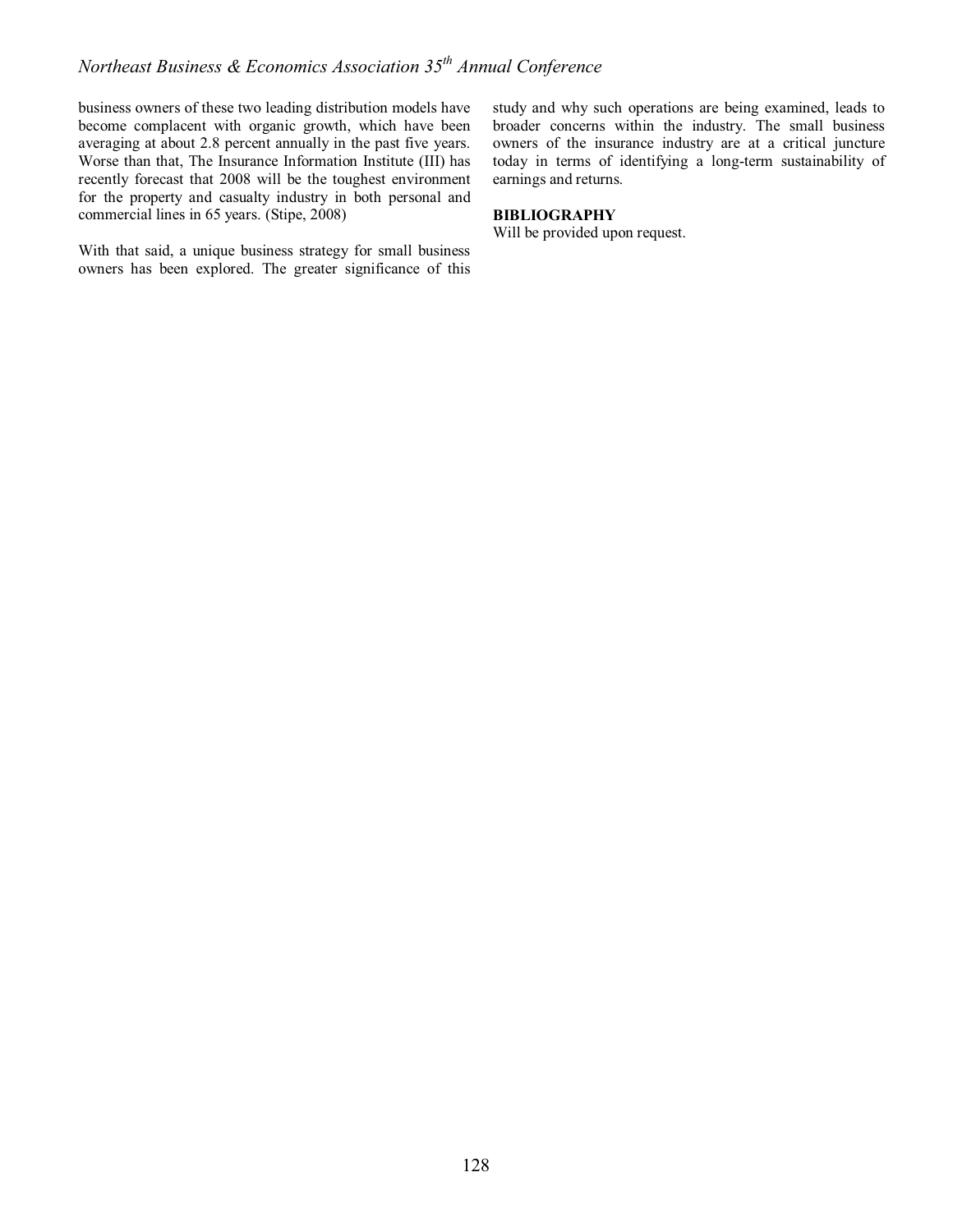business owners of these two leading distribution models have become complacent with organic growth, which have been averaging at about 2.8 percent annually in the past five years. Worse than that, The Insurance Information Institute (III) has recently forecast that 2008 will be the toughest environment for the property and casualty industry in both personal and commercial lines in 65 years. (Stipe, 2008)

With that said, a unique business strategy for small business owners has been explored. The greater significance of this study and why such operations are being examined, leads to broader concerns within the industry. The small business owners of the insurance industry are at a critical juncture today in terms of identifying a long-term sustainability of earnings and returns.

**BIBLIOGRAPHY**

Will be provided upon request.